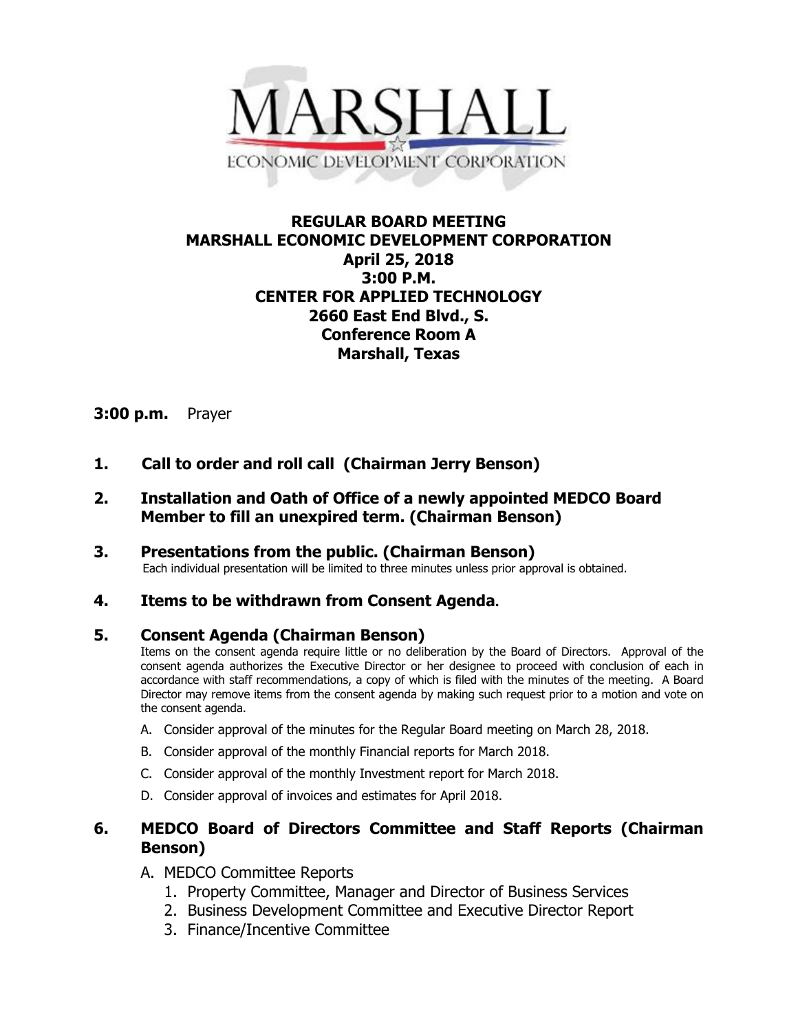MARSHALL
ECONOMIC DEVELOPMENT CORPORATION

# REGULAR BOARD MEETING
# MARSHALL ECONOMIC DEVELOPMENT CORPORATION

**April 25, 2018**
**3:00 P.M.**
**CENTER FOR APPLIED TECHNOLOGY**
**2660 East End Blvd., S.**
**Conference Room A**
**Marshall, Texas**

**3:00 p.m.** Prayer

**1. Call to order and roll call (Chairman Jerry Benson)**

**2. Installation and Oath of Office of a newly appointed MEDCO Board Member to fill an unexpired term. (Chairman Benson)**

**3. Presentations from the public. (Chairman Benson)**
Each individual presentation will be limited to three minutes unless prior approval is obtained.

**4. Items to be withdrawn from Consent Agenda.**

**5. Consent Agenda (Chairman Benson)**
Items on the consent agenda require little or no deliberation by the Board of Directors. Approval of the consent agenda authorizes the Executive Director or her designee to proceed with conclusion of each in accordance with staff recommendations, a copy of which is filed with the minutes of the meeting. A Board Director may remove items from the consent agenda by making such request prior to a motion and vote on the consent agenda.

A. Consider approval of the minutes for the Regular Board meeting on March 28, 2018.
B. Consider approval of the monthly Financial reports for March 2018.
C. Consider approval of the monthly Investment report for March 2018.
D. Consider approval of invoices and estimates for April 2018.

**6. MEDCO Board of Directors Committee and Staff Reports (Chairman Benson)**

A. MEDCO Committee Reports
   1. Property Committee, Manager and Director of Business Services
   2. Business Development Committee and Executive Director Report
   3. Finance/Incentive Committee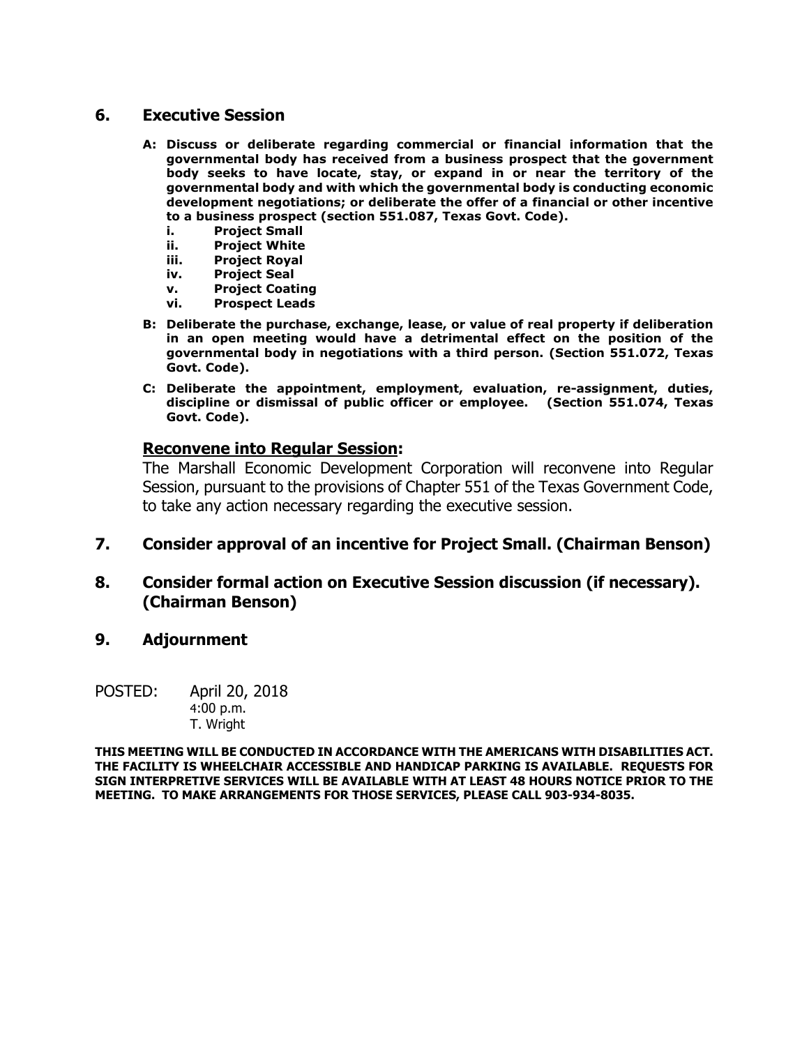## 6. Executive Session

**A: Discuss or deliberate regarding commercial or financial information that the governmental body has received from a business prospect that the government body seeks to have locate, stay, or expand in or near the territory of the governmental body and with which the governmental body is conducting economic development negotiations; or deliberate the offer of a financial or other incentive to a business prospect (section 551.087, Texas Govt. Code).**

- **i. Project Small**
- **ii. Project White**
- **iii. Project Royal**
- **iv. Project Seal**
- **v. Project Coating**
- **vi. Prospect Leads**

**B: Deliberate the purchase, exchange, lease, or value of real property if deliberation in an open meeting would have a detrimental effect on the position of the governmental body in negotiations with a third person. (Section 551.072, Texas Govt. Code).**

**C: Deliberate the appointment, employment, evaluation, re-assignment, duties, discipline or dismissal of public officer or employee. (Section 551.074, Texas Govt. Code).**

### Reconvene into Regular Session:

The Marshall Economic Development Corporation will reconvene into Regular Session, pursuant to the provisions of Chapter 551 of the Texas Government Code, to take any action necessary regarding the executive session.

## 7. Consider approval of an incentive for Project Small. (Chairman Benson)

## 8. Consider formal action on Executive Session discussion (if necessary). (Chairman Benson)

## 9. Adjournment

POSTED: April 20, 2018
4:00 p.m.
T. Wright

**THIS MEETING WILL BE CONDUCTED IN ACCORDANCE WITH THE AMERICANS WITH DISABILITIES ACT. THE FACILITY IS WHEELCHAIR ACCESSIBLE AND HANDICAP PARKING IS AVAILABLE. REQUESTS FOR SIGN INTERPRETIVE SERVICES WILL BE AVAILABLE WITH AT LEAST 48 HOURS NOTICE PRIOR TO THE MEETING. TO MAKE ARRANGEMENTS FOR THOSE SERVICES, PLEASE CALL 903-934-8035.**